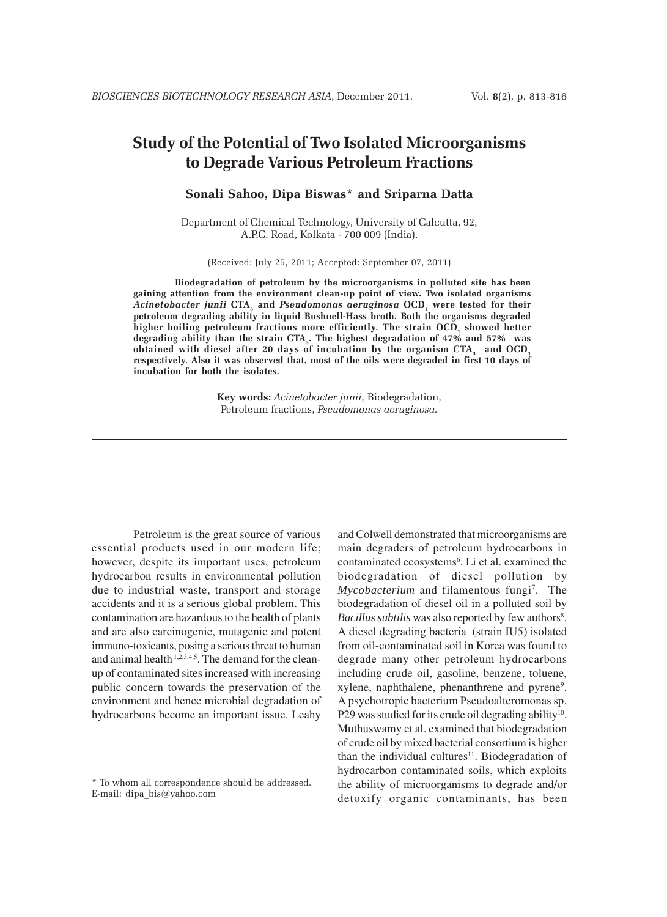# Study of the Potential of Two Isolated Microorganisms to Degrade Various Petroleum Fractions

**Sonali Sahoo, Dipa Biswas* and Sriparna Datta**

Department of Chemical Technology, University of Calcutta, 92, A.P.C. Road, Kolkata - 700 009 (India).

(Received: July 25, 2011; Accepted: September 07, 2011)

**Biodegradation of petroleum by the microorganisms in polluted site has been gaining attention from the environment clean-up point of view. Two isolated organisms *Acinetobacter junii* $CTA_3$ and *Pseudomonas aeruginosa* $OCD_1$ were tested for their petroleum degrading ability in liquid Bushnell-Hass broth. Both the organisms degraded higher boiling petroleum fractions more efficiently. The strain $OCD_1$ showed better degrading ability than the strain $CTA_3$. The highest degradation of 47% and 57% was obtained with diesel after 20 days of incubation by the organism $CTA_3$ and $OCD_1$ respectively. Also it was observed that, most of the oils were degraded in first 10 days of incubation for both the isolates.**

**Key words:** *Acinetobacter junii*, Biodegradation, Petroleum fractions, *Pseudomonas aeruginosa*.

---

Petroleum is the great source of various essential products used in our modern life; however, despite its important uses, petroleum hydrocarbon results in environmental pollution due to industrial waste, transport and storage accidents and it is a serious global problem. This contamination are hazardous to the health of plants and are also carcinogenic, mutagenic and potent immuno-toxicants, posing a serious threat to human and animal health [1,2,3,4,5]. The demand for the clean-up of contaminated sites increased with increasing public concern towards the preservation of the environment and hence microbial degradation of hydrocarbons become an important issue. Leahy and Colwell demonstrated that microorganisms are main degraders of petroleum hydrocarbons in contaminated ecosystems[6]. Li et al. examined the biodegradation of diesel pollution by *Mycobacterium* and filamentous fungi[7]. The biodegradation of diesel oil in a polluted soil by *Bacillus subtilis* was also reported by few authors[8]. A diesel degrading bacteria (strain IU5) isolated from oil-contaminated soil in Korea was found to degrade many other petroleum hydrocarbons including crude oil, gasoline, benzene, toluene, xylene, naphthalene, phenanthrene and pyrene[9]. A psychotropic bacterium Pseudoalteromonas sp. P29 was studied for its crude oil degrading ability[10]. Muthuswamy et al. examined that biodegradation of crude oil by mixed bacterial consortium is higher than the individual cultures[11]. Biodegradation of hydrocarbon contaminated soils, which exploits the ability of microorganisms to degrade and/or detoxify organic contaminants, has been

---

* To whom all correspondence should be addressed.
E-mail: dipa_bis@yahoo.com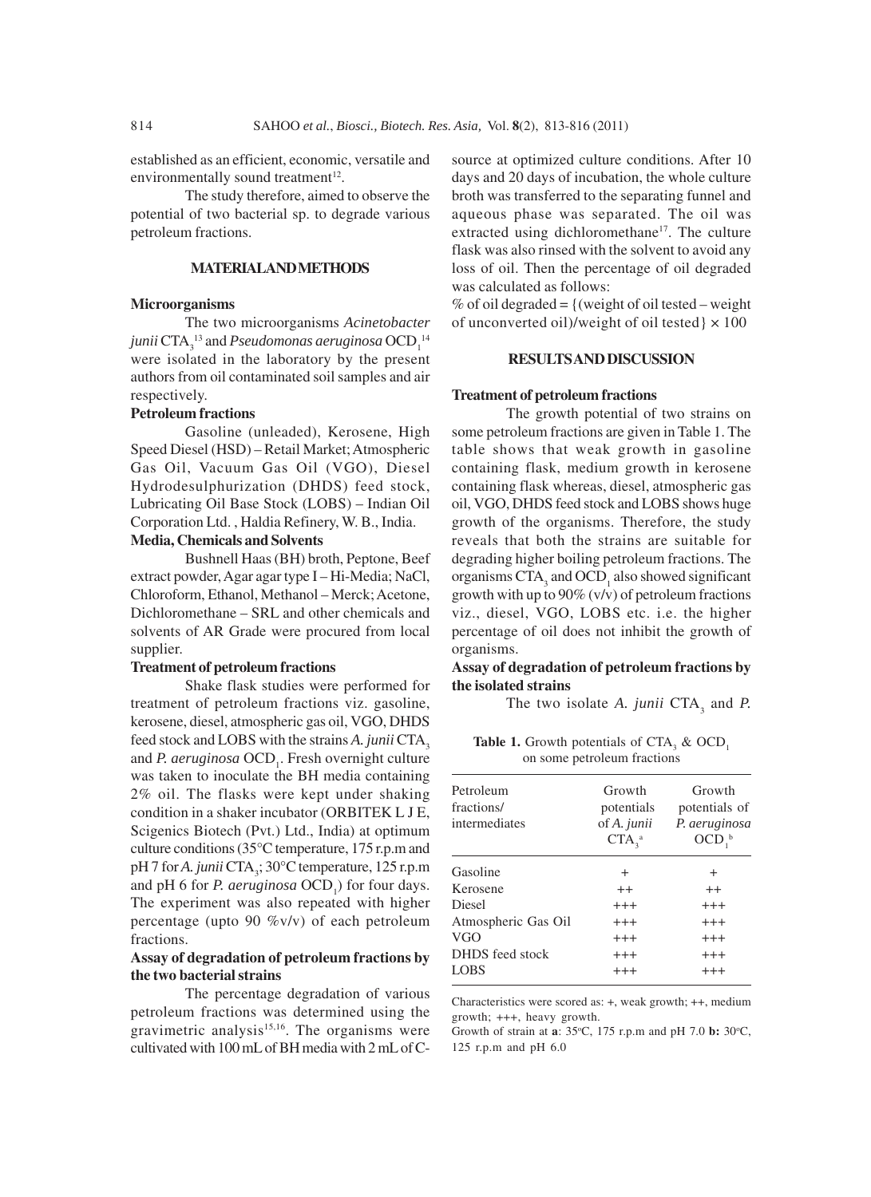established as an efficient, economic, versatile and environmentally sound treatment[12].

The study therefore, aimed to observe the potential of two bacterial sp. to degrade various petroleum fractions.

## MATERIAL AND METHODS

### Microorganisms

The two microorganisms *Acinetobacter junii* $CTA_3$[13] and *Pseudomonas aeruginosa* $OCD_1$[14] were isolated in the laboratory by the present authors from oil contaminated soil samples and air respectively.

### Petroleum fractions

Gasoline (unleaded), Kerosene, High Speed Diesel (HSD) – Retail Market; Atmospheric Gas Oil, Vacuum Gas Oil (VGO), Diesel Hydrodesulphurization (DHDS) feed stock, Lubricating Oil Base Stock (LOBS) – Indian Oil Corporation Ltd. , Haldia Refinery, W. B., India.

### Media, Chemicals and Solvents

Bushnell Haas (BH) broth, Peptone, Beef extract powder, Agar agar type I – Hi-Media; NaCl, Chloroform, Ethanol, Methanol – Merck; Acetone, Dichloromethane – SRL and other chemicals and solvents of AR Grade were procured from local supplier.

### Treatment of petroleum fractions

Shake flask studies were performed for treatment of petroleum fractions viz. gasoline, kerosene, diesel, atmospheric gas oil, VGO, DHDS feed stock and LOBS with the strains *A. junii* $CTA_3$ and *P. aeruginosa* $OCD_1$. Fresh overnight culture was taken to inoculate the BH media containing 2% oil. The flasks were kept under shaking condition in a shaker incubator (ORBITEK L J E, Scigenics Biotech (Pvt.) Ltd., India) at optimum culture conditions (35°C temperature, 175 r.p.m and pH 7 for *A. junii* $CTA_3$; 30°C temperature, 125 r.p.m and pH 6 for *P. aeruginosa* $OCD_1$) for four days. The experiment was also repeated with higher percentage (upto 90 %v/v) of each petroleum fractions.

### Assay of degradation of petroleum fractions by the two bacterial strains

The percentage degradation of various petroleum fractions was determined using the gravimetric analysis[15,16]. The organisms were cultivated with 100 mL of BH media with 2 mL of C-source at optimized culture conditions. After 10 days and 20 days of incubation, the whole culture broth was transferred to the separating funnel and aqueous phase was separated. The oil was extracted using dichloromethane[17]. The culture flask was also rinsed with the solvent to avoid any loss of oil. Then the percentage of oil degraded was calculated as follows:

% of oil degraded = {(weight of oil tested – weight of unconverted oil)/weight of oil tested} × 100

## RESULTS AND DISCUSSION

### Treatment of petroleum fractions

The growth potential of two strains on some petroleum fractions are given in Table 1. The table shows that weak growth in gasoline containing flask, medium growth in kerosene containing flask whereas, diesel, atmospheric gas oil, VGO, DHDS feed stock and LOBS shows huge growth of the organisms. Therefore, the study reveals that both the strains are suitable for degrading higher boiling petroleum fractions. The organisms $CTA_3$ and $OCD_1$ also showed significant growth with up to 90% (v/v) of petroleum fractions viz., diesel, VGO, LOBS etc. i.e. the higher percentage of oil does not inhibit the growth of organisms.

### Assay of degradation of petroleum fractions by the isolated strains

The two isolate *A. junii* $CTA_3$ and *P.*

**Table 1.** Growth potentials of $CTA_3$ & $OCD_1$ on some petroleum fractions

| Petroleum fractions/ intermediates | Growth potentials of *A. junii* $CTA_3$[a] | Growth potentials of *P. aeruginosa* $OCD_1$[b] |
|---|---|---|
| Gasoline | + | + |
| Kerosene | ++ | ++ |
| Diesel | +++ | +++ |
| Atmospheric Gas Oil | +++ | +++ |
| VGO | +++ | +++ |
| DHDS feed stock | +++ | +++ |
| LOBS | +++ | +++ |

Characteristics were scored as: +, weak growth; ++, medium growth; +++, heavy growth.

Growth of strain at **a**: 35°C, 175 r.p.m and pH 7.0 **b:** 30°C, 125 r.p.m and pH 6.0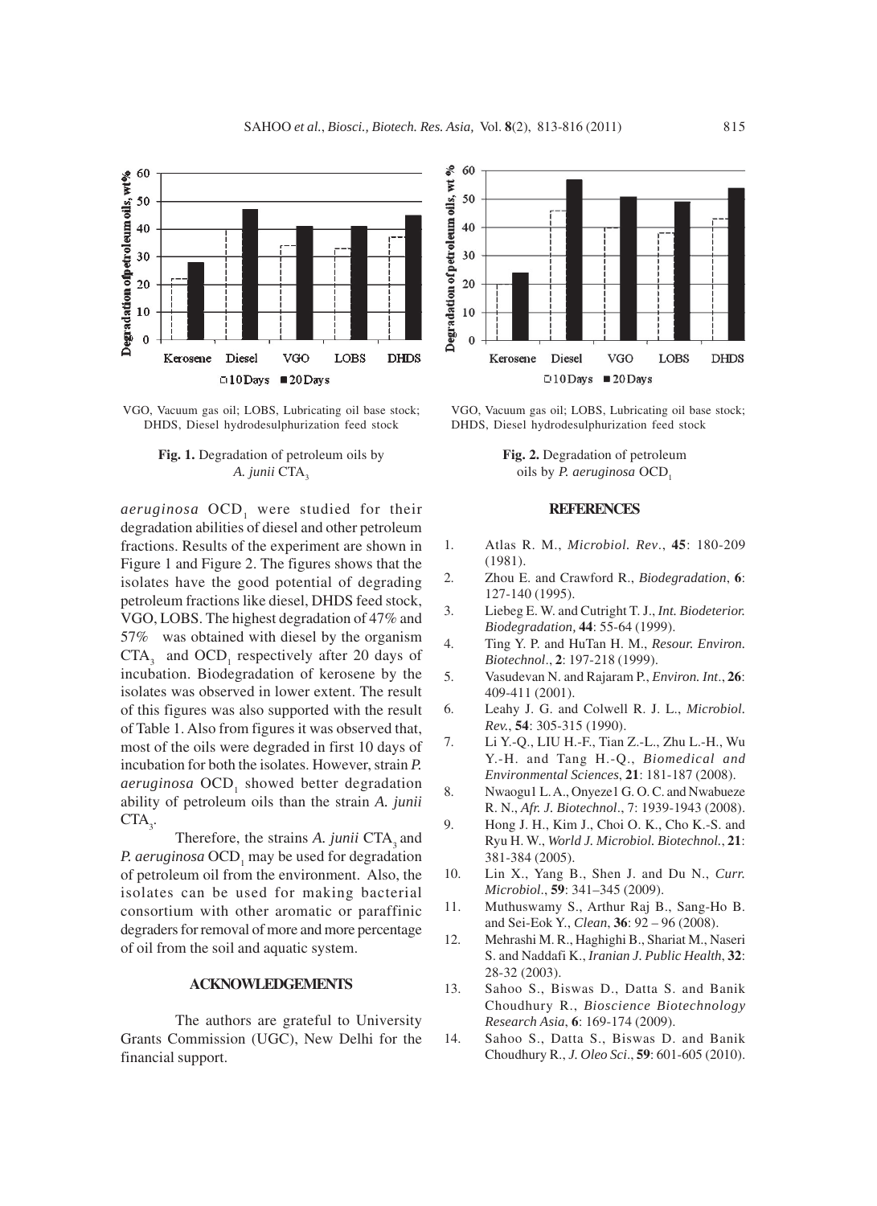VGO, Vacuum gas oil; LOBS, Lubricating oil base stock; DHDS, Diesel hydrodesulphurization feed stock

**Fig. 1.** Degradation of petroleum oils by *A. junii* $CTA_3$

VGO, Vacuum gas oil; LOBS, Lubricating oil base stock; DHDS, Diesel hydrodesulphurization feed stock

**Fig. 2.** Degradation of petroleum oils by *P. aeruginosa* $OCD_1$

*aeruginosa* $OCD_1$ were studied for their degradation abilities of diesel and other petroleum fractions. Results of the experiment are shown in Figure 1 and Figure 2. The figures shows that the isolates have the good potential of degrading petroleum fractions like diesel, DHDS feed stock, VGO, LOBS. The highest degradation of 47% and 57% was obtained with diesel by the organism $CTA_3$ and $OCD_1$ respectively after 20 days of incubation. Biodegradation of kerosene by the isolates was observed in lower extent. The result of this figures was also supported with the result of Table 1. Also from figures it was observed that, most of the oils were degraded in first 10 days of incubation for both the isolates. However, strain *P. aeruginosa* $OCD_1$ showed better degradation ability of petroleum oils than the strain *A. junii* $CTA_3$.

Therefore, the strains *A. junii* $CTA_3$ and *P. aeruginosa* $OCD_1$ may be used for degradation of petroleum oil from the environment. Also, the isolates can be used for making bacterial consortium with other aromatic or paraffinic degraders for removal of more and more percentage of oil from the soil and aquatic system.

## ACKNOWLEDGEMENTS

The authors are grateful to University Grants Commission (UGC), New Delhi for the financial support.

## REFERENCES

1. Atlas R. M., *Microbiol. Rev*., **45**: 180-209 (1981).
2. Zhou E. and Crawford R., *Biodegradation*, **6**: 127-140 (1995).
3. Liebeg E. W. and Cutright T. J., *Int. Biodeterior. Biodegradation*, **44**: 55-64 (1999).
4. Ting Y. P. and HuTan H. M., *Resour. Environ. Biotechnol*., **2**: 197-218 (1999).
5. Vasudevan N. and Rajaram P., *Environ. Int*., **26**: 409-411 (2001).
6. Leahy J. G. and Colwell R. J. L., *Microbiol. Rev.*, **54**: 305-315 (1990).
7. Li Y.-Q., LIU H.-F., Tian Z.-L., Zhu L.-H., Wu Y.-H. and Tang H.-Q., *Biomedical and Environmental Sciences*, **21**: 181-187 (2008).
8. Nwaogu1 L. A., Onyeze1 G. O. C. and Nwabueze R. N., *Afr. J. Biotechnol*., 7: 1939-1943 (2008).
9. Hong J. H., Kim J., Choi O. K., Cho K.-S. and Ryu H. W., *World J. Microbiol. Biotechnol.*, **21**: 381-384 (2005).
10. Lin X., Yang B., Shen J. and Du N., *Curr. Microbiol*., **59**: 341–345 (2009).
11. Muthuswamy S., Arthur Raj B., Sang-Ho B. and Sei-Eok Y., *Clean*, **36**: 92 – 96 (2008).
12. Mehrashi M. R., Haghighi B., Shariat M., Naseri S. and Naddafi K., *Iranian J. Public Health*, **32**: 28-32 (2003).
13. Sahoo S., Biswas D., Datta S. and Banik Choudhury R., *Bioscience Biotechnology Research Asia*, **6**: 169-174 (2009).
14. Sahoo S., Datta S., Biswas D. and Banik Choudhury R., *J. Oleo Sci*., **59**: 601-605 (2010).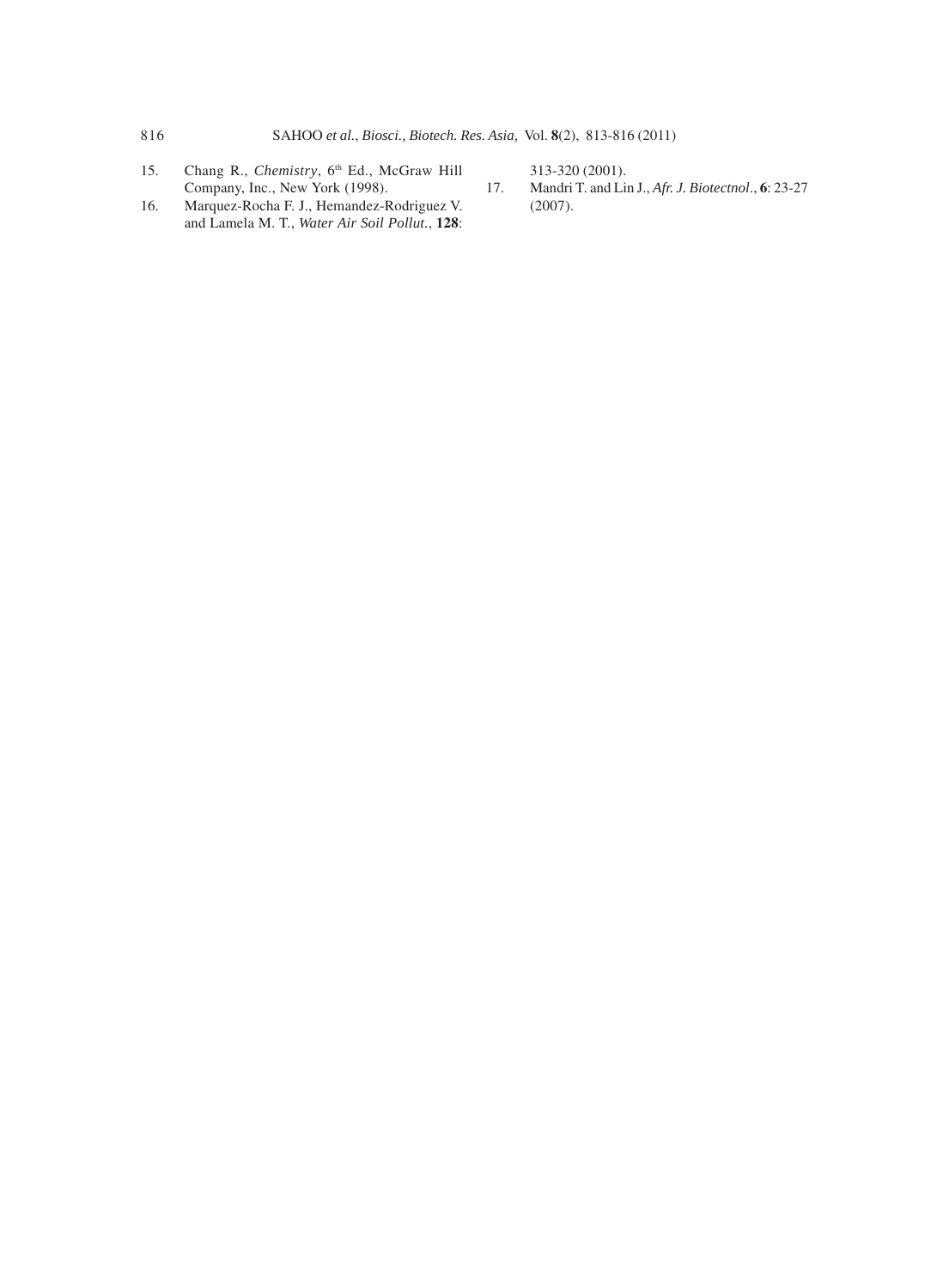15. Chang R., *Chemistry*, 6th Ed., McGraw Hill Company, Inc., New York (1998).
16. Marquez-Rocha F. J., Hemandez-Rodriguez V. and Lamela M. T., *Water Air Soil Pollut.*, **128**: 313-320 (2001).
17. Mandri T. and Lin J., *Afr. J. Biotectnol.*, **6**: 23-27 (2007).